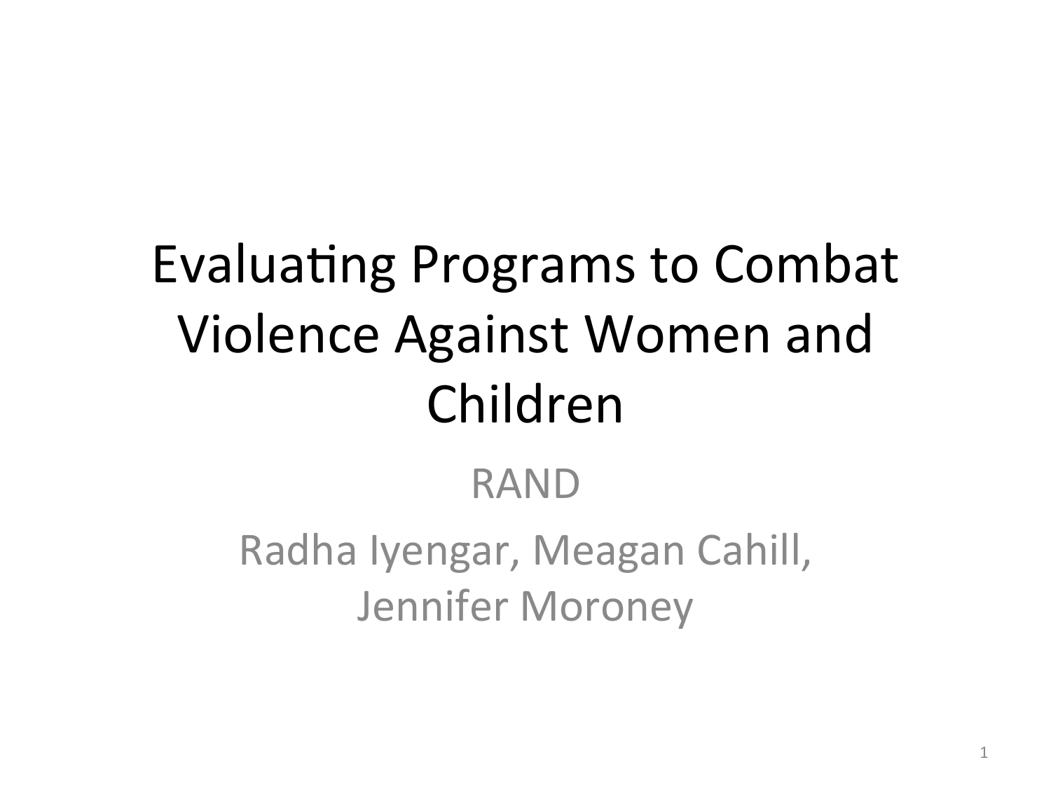# Evaluating Programs to Combat Violence Against Women and Children

RAND

Radha Iyengar, Meagan Cahill, Jennifer Moroney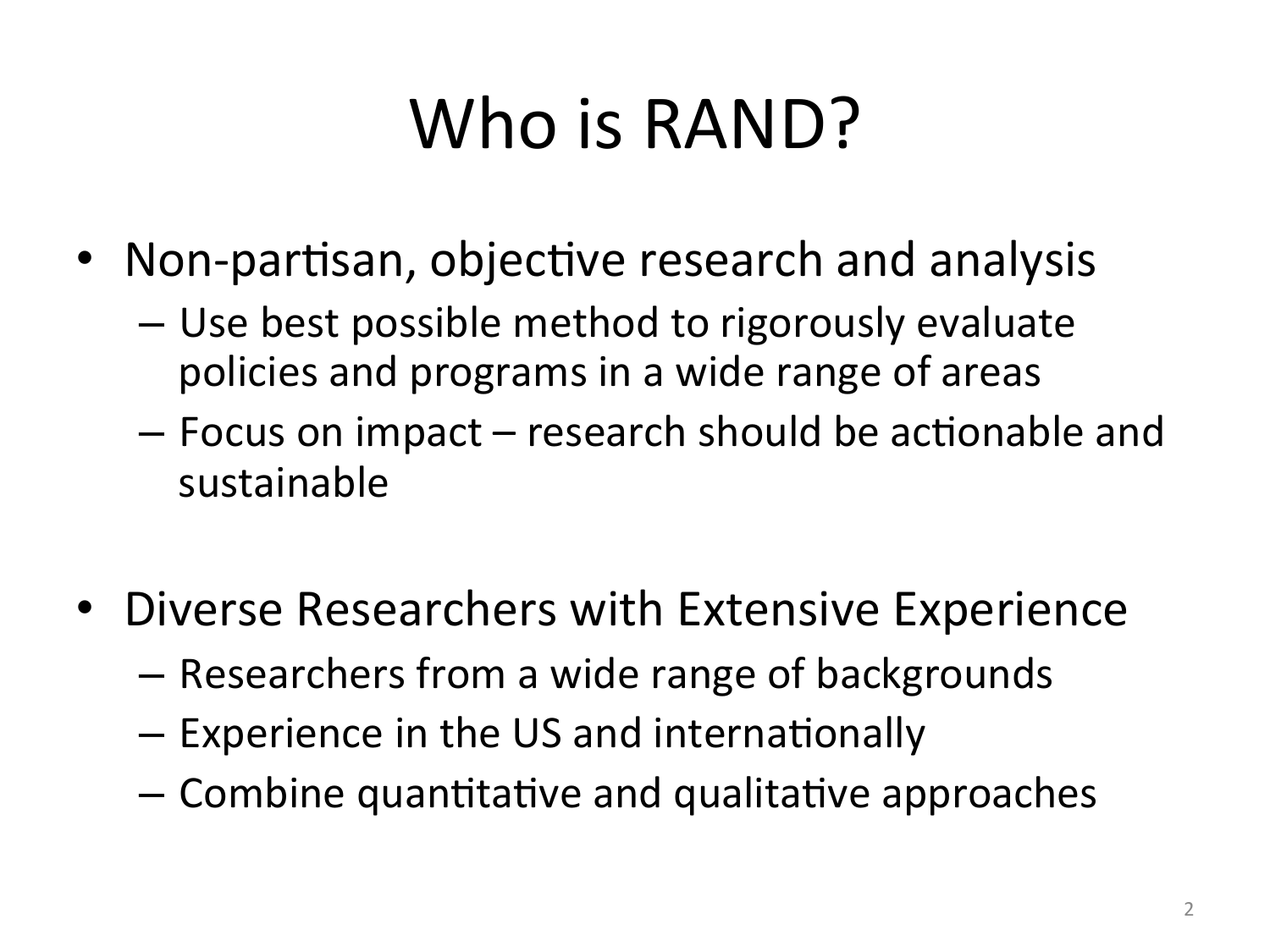# Who is RAND?

- Non-partisan, objective research and analysis
  - Use best possible method to rigorously evaluate policies and programs in a wide range of areas
  - Focus on impact – research should be actionable and sustainable

- Diverse Researchers with Extensive Experience
  - Researchers from a wide range of backgrounds
  - Experience in the US and internationally
  - Combine quantitative and qualitative approaches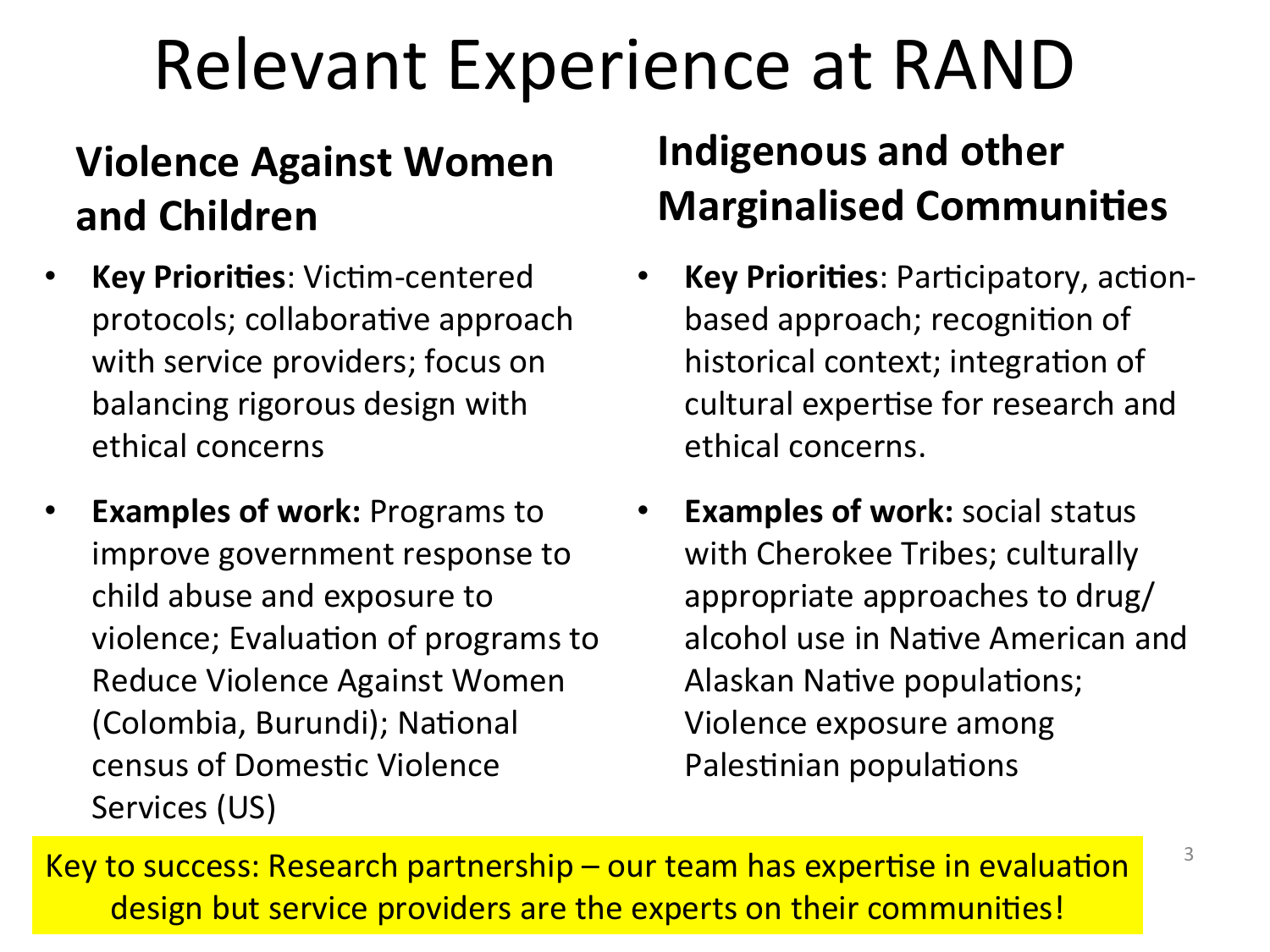# Relevant Experience at RAND

## Violence Against Women and Children

- **Key Priorities**: Victim-centered protocols; collaborative approach with service providers; focus on balancing rigorous design with ethical concerns
- **Examples of work:** Programs to improve government response to child abuse and exposure to violence; Evaluation of programs to Reduce Violence Against Women (Colombia, Burundi); National census of Domestic Violence Services (US)

## Indigenous and other Marginalised Communities

- **Key Priorities**: Participatory, action-based approach; recognition of historical context; integration of cultural expertise for research and ethical concerns.
- **Examples of work:** social status with Cherokee Tribes; culturally appropriate approaches to drug/alcohol use in Native American and Alaskan Native populations; Violence exposure among Palestinian populations

Key to success: Research partnership – our team has expertise in evaluation design but service providers are the experts on their communities!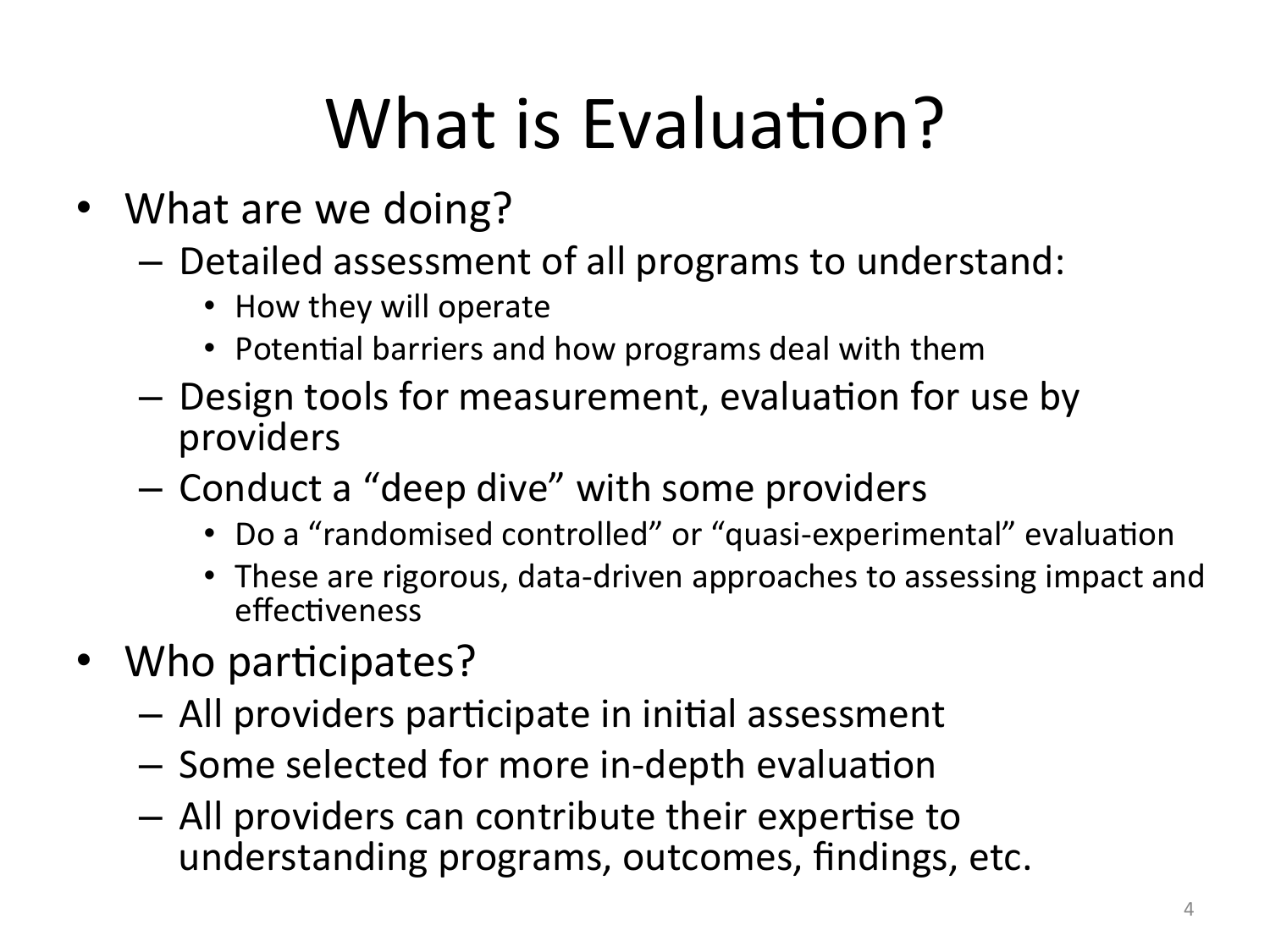# What is Evaluation?

- What are we doing?
  - Detailed assessment of all programs to understand:
    - How they will operate
    - Potential barriers and how programs deal with them
  - Design tools for measurement, evaluation for use by providers
  - Conduct a "deep dive" with some providers
    - Do a "randomised controlled" or "quasi-experimental" evaluation
    - These are rigorous, data-driven approaches to assessing impact and effectiveness
- Who participates?
  - All providers participate in initial assessment
  - Some selected for more in-depth evaluation
  - All providers can contribute their expertise to understanding programs, outcomes, findings, etc.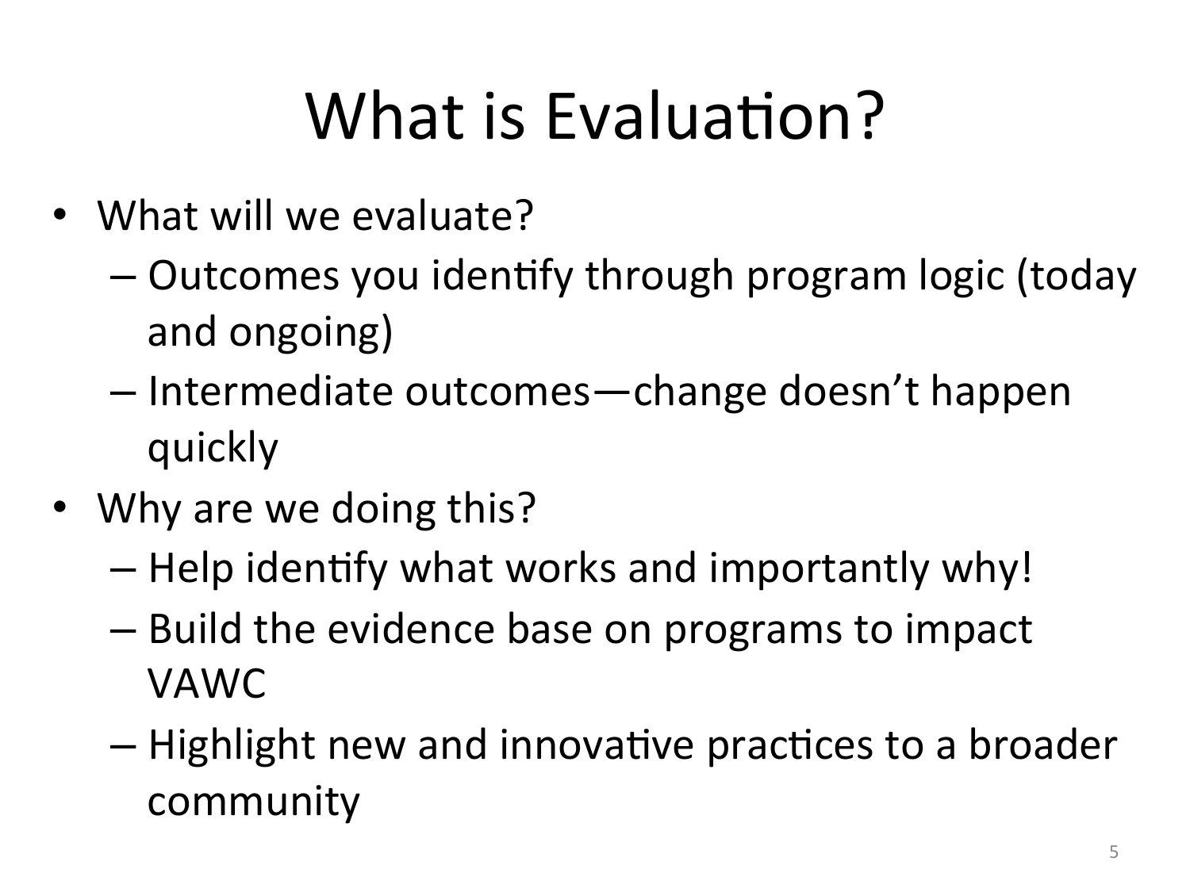# What is Evaluation?

- What will we evaluate?
  - Outcomes you identify through program logic (today and ongoing)
  - Intermediate outcomes—change doesn't happen quickly
- Why are we doing this?
  - Help identify what works and importantly why!
  - Build the evidence base on programs to impact VAWC
  - Highlight new and innovative practices to a broader community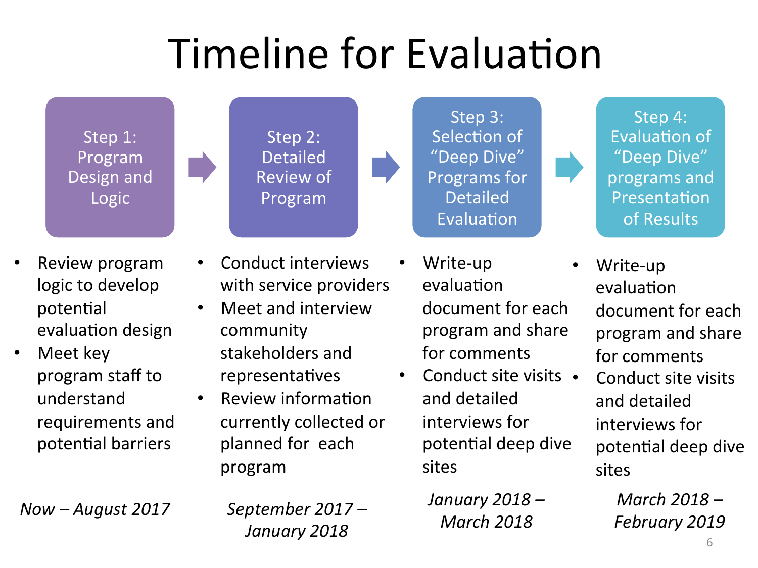# Timeline for Evaluation

## Step 1: Program Design and Logic

- Review program logic to develop potential evaluation design
- Meet key program staff to understand requirements and potential barriers

*Now – August 2017*

## Step 2: Detailed Review of Program

- Conduct interviews with service providers
- Meet and interview community stakeholders and representatives
- Review information currently collected or planned for each program

*September 2017 – January 2018*

## Step 3: Selection of "Deep Dive" Programs for Detailed Evaluation

- Write-up evaluation document for each program and share for comments
- Conduct site visits and detailed interviews for potential deep dive sites

*January 2018 – March 2018*

## Step 4: Evaluation of "Deep Dive" programs and Presentation of Results

- Write-up evaluation document for each program and share for comments
- Conduct site visits and detailed interviews for potential deep dive sites

*March 2018 – February 2019*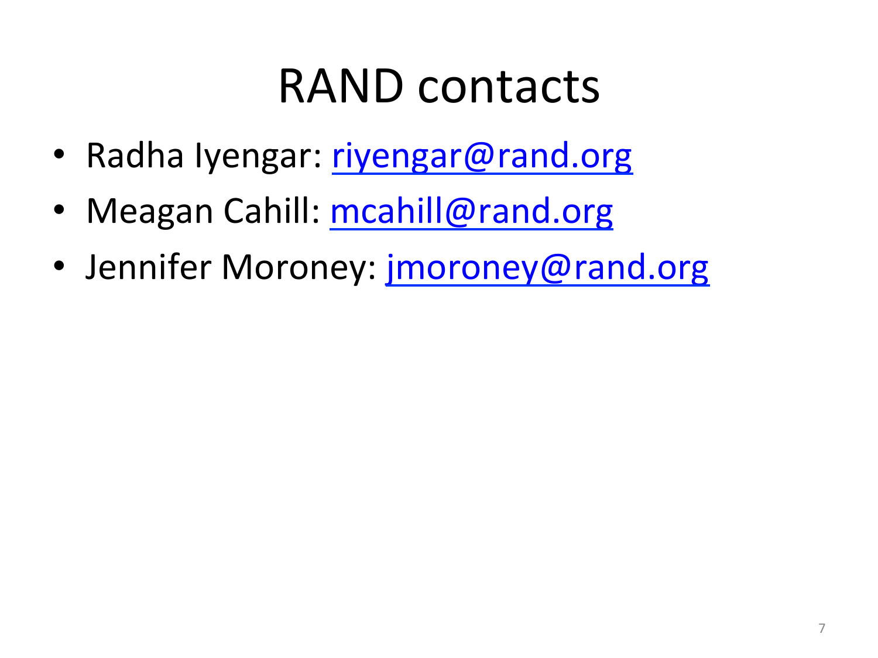# RAND contacts

- Radha Iyengar: riyengar@rand.org
- Meagan Cahill: mcahill@rand.org
- Jennifer Moroney: jmoroney@rand.org